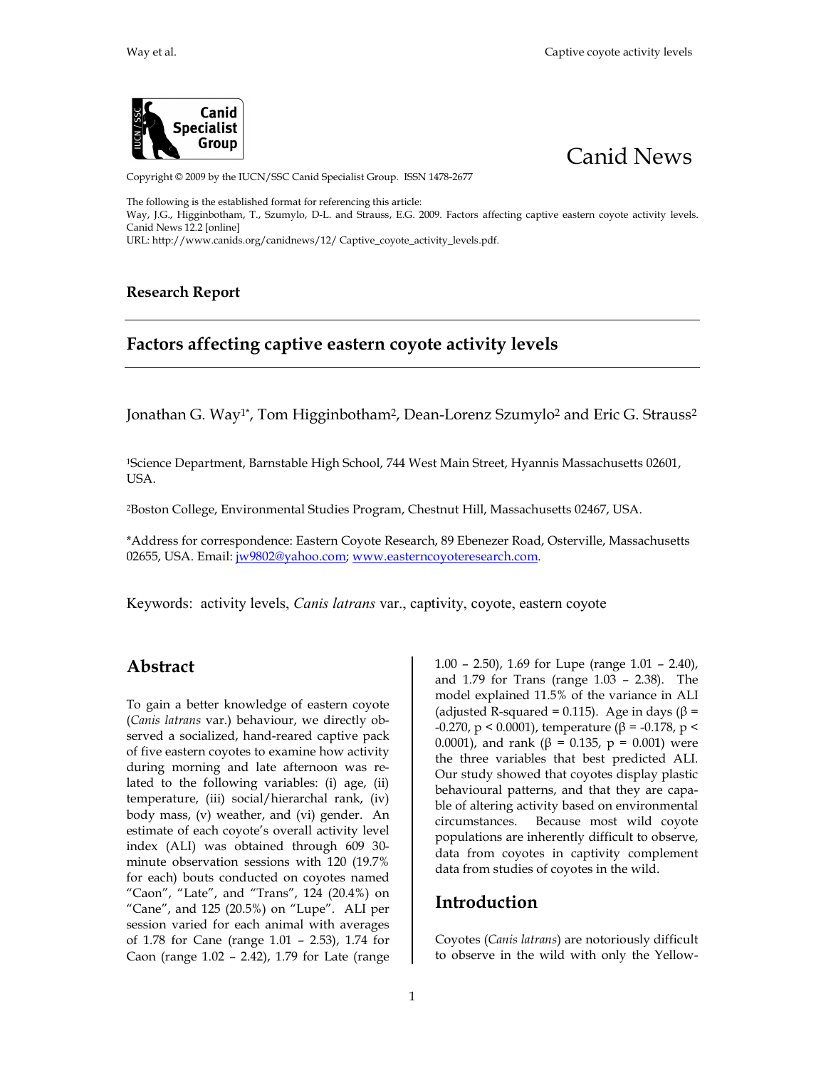Canid News

Copyright © 2009 by the IUCN/SSC Canid Specialist Group. ISSN 1478-2677

The following is the established format for referencing this article:
Way, J.G., Higginbotham, T., Szumylo, D-L. and Strauss, E.G. 2009. Factors affecting captive eastern coyote activity levels. Canid News 12.2 [online]
URL: http://www.canids.org/canidnews/12/ Captive_coyote_activity_levels.pdf.

**Research Report**

# Factors affecting captive eastern coyote activity levels

Jonathan G. Way[1*], Tom Higginbotham[2], Dean-Lorenz Szumylo[2] and Eric G. Strauss[2]

[1]Science Department, Barnstable High School, 744 West Main Street, Hyannis Massachusetts 02601, USA.

[2]Boston College, Environmental Studies Program, Chestnut Hill, Massachusetts 02467, USA.

*Address for correspondence: Eastern Coyote Research, 89 Ebenezer Road, Osterville, Massachusetts 02655, USA. Email: jw9802@yahoo.com; www.easterncoyoteresearch.com.

Keywords: activity levels, *Canis latrans* var., captivity, coyote, eastern coyote

## Abstract

To gain a better knowledge of eastern coyote (*Canis latrans* var.) behaviour, we directly observed a socialized, hand-reared captive pack of five eastern coyotes to examine how activity during morning and late afternoon was related to the following variables: (i) age, (ii) temperature, (iii) social/hierarchal rank, (iv) body mass, (v) weather, and (vi) gender. An estimate of each coyote's overall activity level index (ALI) was obtained through 609 30-minute observation sessions with 120 (19.7% for each) bouts conducted on coyotes named "Caon", "Late", and "Trans", 124 (20.4%) on "Cane", and 125 (20.5%) on "Lupe". ALI per session varied for each animal with averages of 1.78 for Cane (range 1.01 – 2.53), 1.74 for Caon (range 1.02 – 2.42), 1.79 for Late (range 1.00 – 2.50), 1.69 for Lupe (range 1.01 – 2.40), and 1.79 for Trans (range 1.03 – 2.38). The model explained 11.5% of the variance in ALI (adjusted R-squared = 0.115). Age in days ($\beta$ = -0.270, $p < 0.0001$), temperature ($\beta$ = -0.178, $p < 0.0001$), and rank ($\beta$ = 0.135, $p$ = 0.001) were the three variables that best predicted ALI. Our study showed that coyotes display plastic behavioural patterns, and that they are capable of altering activity based on environmental circumstances. Because most wild coyote populations are inherently difficult to observe, data from coyotes in captivity complement data from studies of coyotes in the wild.

## Introduction

Coyotes (*Canis latrans*) are notoriously difficult to observe in the wild with only the Yellow-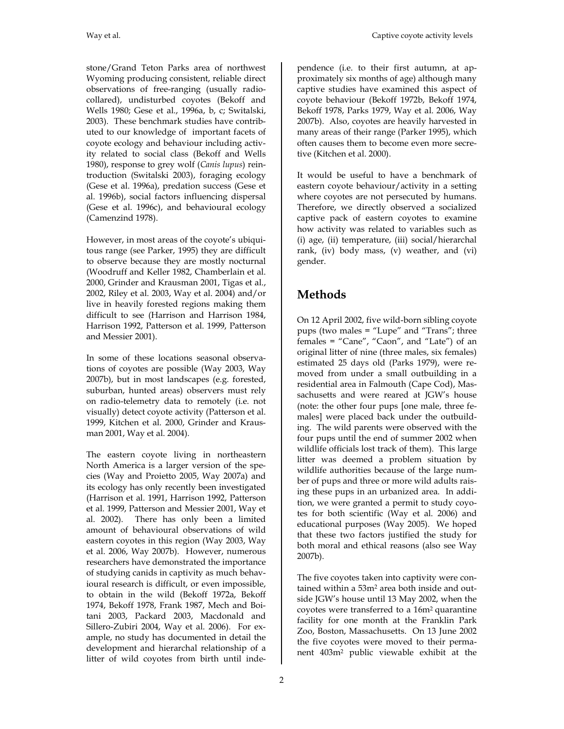stone/Grand Teton Parks area of northwest Wyoming producing consistent, reliable direct observations of free-ranging (usually radio-collared), undisturbed coyotes (Bekoff and Wells 1980; Gese et al., 1996a, b, c; Switalski, 2003). These benchmark studies have contributed to our knowledge of important facets of coyote ecology and behaviour including activity related to social class (Bekoff and Wells 1980), response to grey wolf (*Canis lupus*) reintroduction (Switalski 2003), foraging ecology (Gese et al. 1996a), predation success (Gese et al. 1996b), social factors influencing dispersal (Gese et al. 1996c), and behavioural ecology (Camenzind 1978).

However, in most areas of the coyote's ubiquitous range (see Parker, 1995) they are difficult to observe because they are mostly nocturnal (Woodruff and Keller 1982, Chamberlain et al. 2000, Grinder and Krausman 2001, Tigas et al., 2002, Riley et al. 2003, Way et al. 2004) and/or live in heavily forested regions making them difficult to see (Harrison and Harrison 1984, Harrison 1992, Patterson et al. 1999, Patterson and Messier 2001).

In some of these locations seasonal observations of coyotes are possible (Way 2003, Way 2007b), but in most landscapes (e.g. forested, suburban, hunted areas) observers must rely on radio-telemetry data to remotely (i.e. not visually) detect coyote activity (Patterson et al. 1999, Kitchen et al. 2000, Grinder and Krausman 2001, Way et al. 2004).

The eastern coyote living in northeastern North America is a larger version of the species (Way and Proietto 2005, Way 2007a) and its ecology has only recently been investigated (Harrison et al. 1991, Harrison 1992, Patterson et al. 1999, Patterson and Messier 2001, Way et al. 2002). There has only been a limited amount of behavioural observations of wild eastern coyotes in this region (Way 2003, Way et al. 2006, Way 2007b). However, numerous researchers have demonstrated the importance of studying canids in captivity as much behavioural research is difficult, or even impossible, to obtain in the wild (Bekoff 1972a, Bekoff 1974, Bekoff 1978, Frank 1987, Mech and Boitani 2003, Packard 2003, Macdonald and Sillero-Zubiri 2004, Way et al. 2006). For example, no study has documented in detail the development and hierarchal relationship of a litter of wild coyotes from birth until independence (i.e. to their first autumn, at approximately six months of age) although many captive studies have examined this aspect of coyote behaviour (Bekoff 1972b, Bekoff 1974, Bekoff 1978, Parks 1979, Way et al. 2006, Way 2007b). Also, coyotes are heavily harvested in many areas of their range (Parker 1995), which often causes them to become even more secretive (Kitchen et al. 2000).

It would be useful to have a benchmark of eastern coyote behaviour/activity in a setting where coyotes are not persecuted by humans. Therefore, we directly observed a socialized captive pack of eastern coyotes to examine how activity was related to variables such as (i) age, (ii) temperature, (iii) social/hierarchal rank, (iv) body mass, (v) weather, and (vi) gender.

## Methods

On 12 April 2002, five wild-born sibling coyote pups (two males = "Lupe" and "Trans"; three females = "Cane", "Caon", and "Late") of an original litter of nine (three males, six females) estimated 25 days old (Parks 1979), were removed from under a small outbuilding in a residential area in Falmouth (Cape Cod), Massachusetts and were reared at JGW's house (note: the other four pups [one male, three females] were placed back under the outbuilding. The wild parents were observed with the four pups until the end of summer 2002 when wildlife officials lost track of them). This large litter was deemed a problem situation by wildlife authorities because of the large number of pups and three or more wild adults raising these pups in an urbanized area. In addition, we were granted a permit to study coyotes for both scientific (Way et al. 2006) and educational purposes (Way 2005). We hoped that these two factors justified the study for both moral and ethical reasons (also see Way 2007b).

The five coyotes taken into captivity were contained within a 53m$^2$ area both inside and outside JGW's house until 13 May 2002, when the coyotes were transferred to a 16m$^2$ quarantine facility for one month at the Franklin Park Zoo, Boston, Massachusetts. On 13 June 2002 the five coyotes were moved to their permanent 403m$^2$ public viewable exhibit at the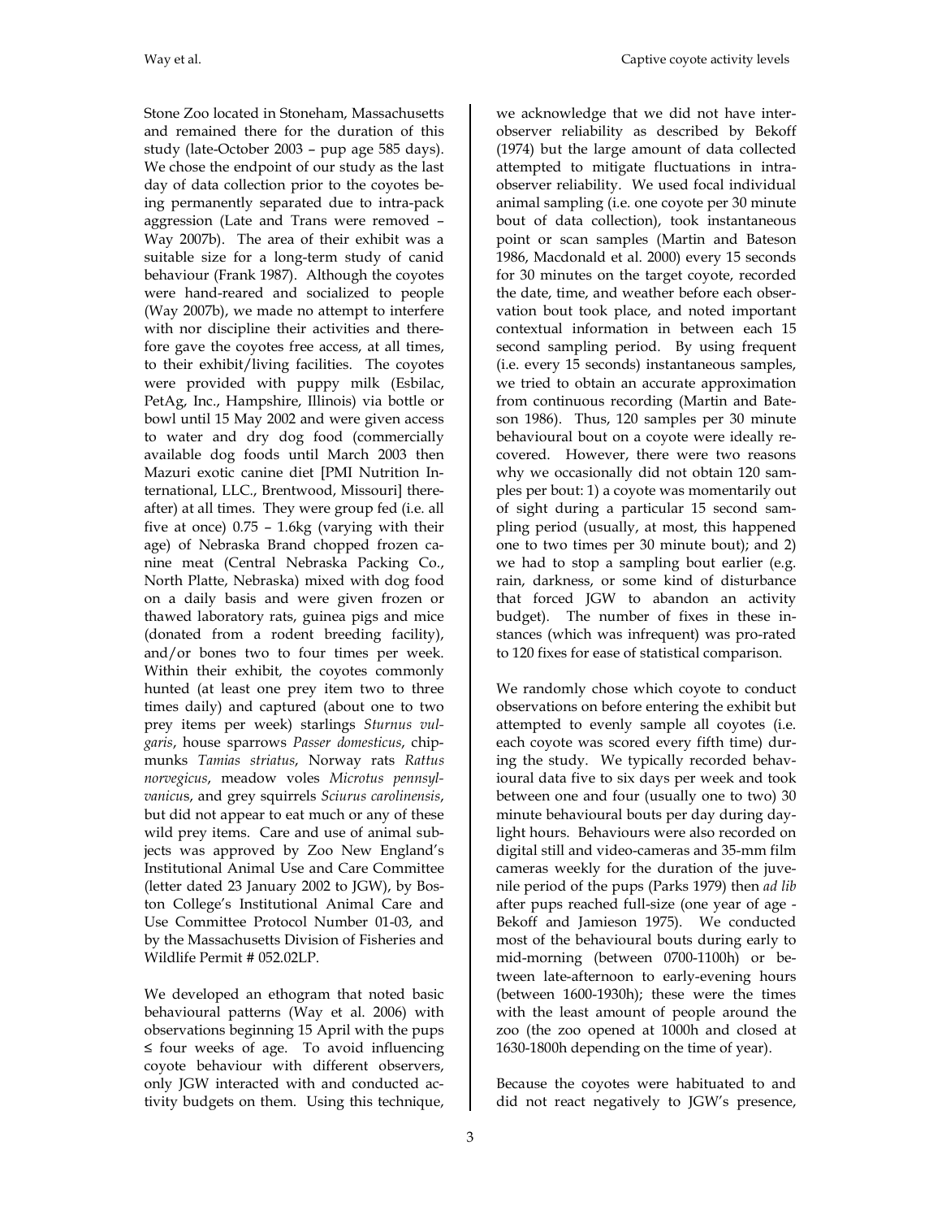Stone Zoo located in Stoneham, Massachusetts and remained there for the duration of this study (late-October 2003 – pup age 585 days). We chose the endpoint of our study as the last day of data collection prior to the coyotes being permanently separated due to intra-pack aggression (Late and Trans were removed – Way 2007b). The area of their exhibit was a suitable size for a long-term study of canid behaviour (Frank 1987). Although the coyotes were hand-reared and socialized to people (Way 2007b), we made no attempt to interfere with nor discipline their activities and therefore gave the coyotes free access, at all times, to their exhibit/living facilities. The coyotes were provided with puppy milk (Esbilac, PetAg, Inc., Hampshire, Illinois) via bottle or bowl until 15 May 2002 and were given access to water and dry dog food (commercially available dog foods until March 2003 then Mazuri exotic canine diet [PMI Nutrition International, LLC., Brentwood, Missouri] thereafter) at all times. They were group fed (i.e. all five at once) 0.75 – 1.6kg (varying with their age) of Nebraska Brand chopped frozen canine meat (Central Nebraska Packing Co., North Platte, Nebraska) mixed with dog food on a daily basis and were given frozen or thawed laboratory rats, guinea pigs and mice (donated from a rodent breeding facility), and/or bones two to four times per week. Within their exhibit, the coyotes commonly hunted (at least one prey item two to three times daily) and captured (about one to two prey items per week) starlings *Sturnus vulgaris*, house sparrows *Passer domesticus*, chipmunks *Tamias striatus*, Norway rats *Rattus norvegicus*, meadow voles *Microtus pennsylvanicus*, and grey squirrels *Sciurus carolinensis*, but did not appear to eat much or any of these wild prey items. Care and use of animal subjects was approved by Zoo New England's Institutional Animal Use and Care Committee (letter dated 23 January 2002 to JGW), by Boston College's Institutional Animal Care and Use Committee Protocol Number 01-03, and by the Massachusetts Division of Fisheries and Wildlife Permit # 052.02LP.

We developed an ethogram that noted basic behavioural patterns (Way et al. 2006) with observations beginning 15 April with the pups ≤ four weeks of age. To avoid influencing coyote behaviour with different observers, only JGW interacted with and conducted activity budgets on them. Using this technique, we acknowledge that we did not have inter-observer reliability as described by Bekoff (1974) but the large amount of data collected attempted to mitigate fluctuations in intra-observer reliability. We used focal individual animal sampling (i.e. one coyote per 30 minute bout of data collection), took instantaneous point or scan samples (Martin and Bateson 1986, Macdonald et al. 2000) every 15 seconds for 30 minutes on the target coyote, recorded the date, time, and weather before each observation bout took place, and noted important contextual information in between each 15 second sampling period. By using frequent (i.e. every 15 seconds) instantaneous samples, we tried to obtain an accurate approximation from continuous recording (Martin and Bateson 1986). Thus, 120 samples per 30 minute behavioural bout on a coyote were ideally recovered. However, there were two reasons why we occasionally did not obtain 120 samples per bout: 1) a coyote was momentarily out of sight during a particular 15 second sampling period (usually, at most, this happened one to two times per 30 minute bout); and 2) we had to stop a sampling bout earlier (e.g. rain, darkness, or some kind of disturbance that forced JGW to abandon an activity budget). The number of fixes in these instances (which was infrequent) was pro-rated to 120 fixes for ease of statistical comparison.

We randomly chose which coyote to conduct observations on before entering the exhibit but attempted to evenly sample all coyotes (i.e. each coyote was scored every fifth time) during the study. We typically recorded behavioural data five to six days per week and took between one and four (usually one to two) 30 minute behavioural bouts per day during daylight hours. Behaviours were also recorded on digital still and video-cameras and 35-mm film cameras weekly for the duration of the juvenile period of the pups (Parks 1979) then *ad lib* after pups reached full-size (one year of age - Bekoff and Jamieson 1975). We conducted most of the behavioural bouts during early to mid-morning (between 0700-1100h) or between late-afternoon to early-evening hours (between 1600-1930h); these were the times with the least amount of people around the zoo (the zoo opened at 1000h and closed at 1630-1800h depending on the time of year).

Because the coyotes were habituated to and did not react negatively to JGW's presence,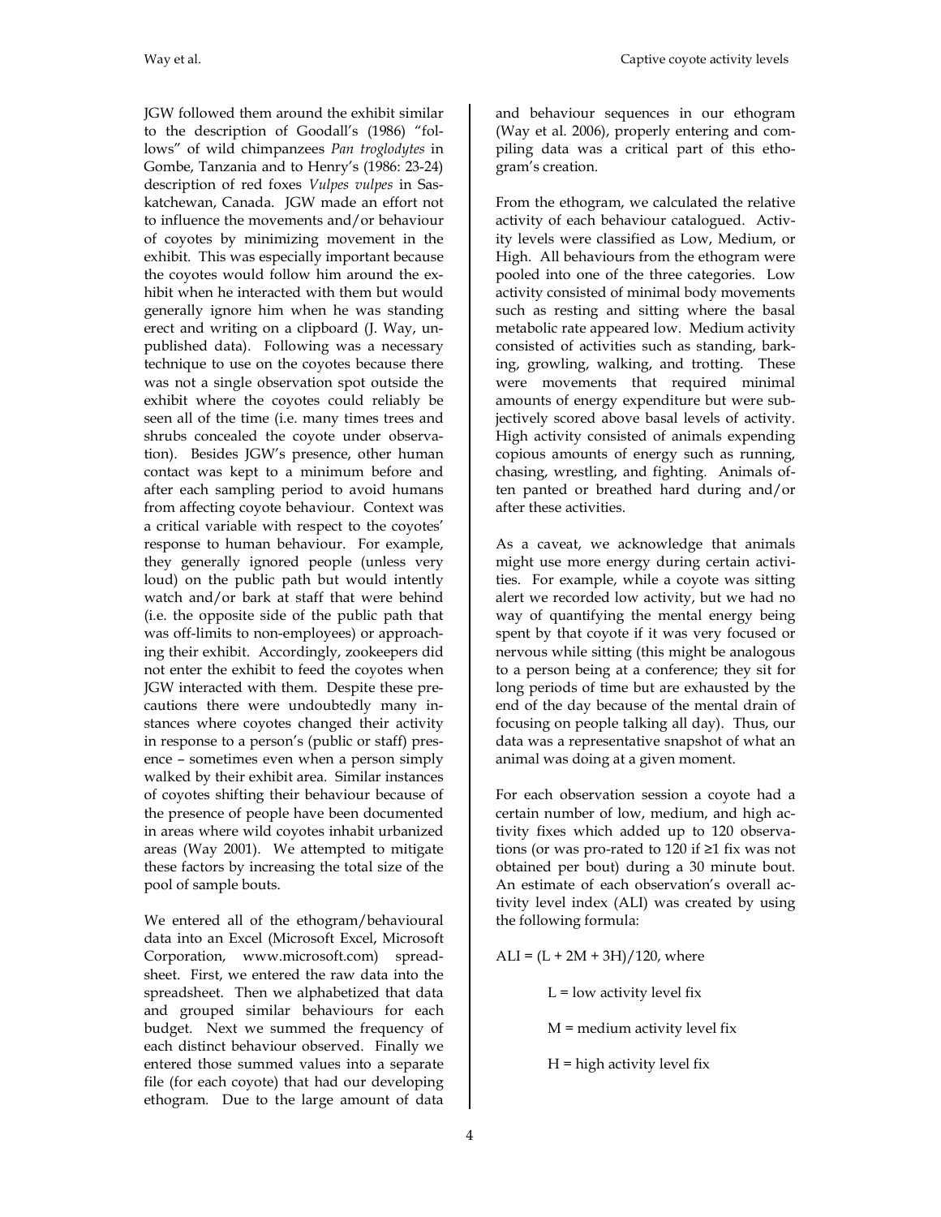JGW followed them around the exhibit similar to the description of Goodall's (1986) "follows" of wild chimpanzees *Pan troglodytes* in Gombe, Tanzania and to Henry's (1986: 23-24) description of red foxes *Vulpes vulpes* in Saskatchewan, Canada. JGW made an effort not to influence the movements and/or behaviour of coyotes by minimizing movement in the exhibit. This was especially important because the coyotes would follow him around the exhibit when he interacted with them but would generally ignore him when he was standing erect and writing on a clipboard (J. Way, unpublished data). Following was a necessary technique to use on the coyotes because there was not a single observation spot outside the exhibit where the coyotes could reliably be seen all of the time (i.e. many times trees and shrubs concealed the coyote under observation). Besides JGW's presence, other human contact was kept to a minimum before and after each sampling period to avoid humans from affecting coyote behaviour. Context was a critical variable with respect to the coyotes' response to human behaviour. For example, they generally ignored people (unless very loud) on the public path but would intently watch and/or bark at staff that were behind (i.e. the opposite side of the public path that was off-limits to non-employees) or approaching their exhibit. Accordingly, zookeepers did not enter the exhibit to feed the coyotes when JGW interacted with them. Despite these precautions there were undoubtedly many instances where coyotes changed their activity in response to a person's (public or staff) presence – sometimes even when a person simply walked by their exhibit area. Similar instances of coyotes shifting their behaviour because of the presence of people have been documented in areas where wild coyotes inhabit urbanized areas (Way 2001). We attempted to mitigate these factors by increasing the total size of the pool of sample bouts.

We entered all of the ethogram/behavioural data into an Excel (Microsoft Excel, Microsoft Corporation, www.microsoft.com) spreadsheet. First, we entered the raw data into the spreadsheet. Then we alphabetized that data and grouped similar behaviours for each budget. Next we summed the frequency of each distinct behaviour observed. Finally we entered those summed values into a separate file (for each coyote) that had our developing ethogram. Due to the large amount of data and behaviour sequences in our ethogram (Way et al. 2006), properly entering and compiling data was a critical part of this ethogram's creation.

From the ethogram, we calculated the relative activity of each behaviour catalogued. Activity levels were classified as Low, Medium, or High. All behaviours from the ethogram were pooled into one of the three categories. Low activity consisted of minimal body movements such as resting and sitting where the basal metabolic rate appeared low. Medium activity consisted of activities such as standing, barking, growling, walking, and trotting. These were movements that required minimal amounts of energy expenditure but were subjectively scored above basal levels of activity. High activity consisted of animals expending copious amounts of energy such as running, chasing, wrestling, and fighting. Animals often panted or breathed hard during and/or after these activities.

As a caveat, we acknowledge that animals might use more energy during certain activities. For example, while a coyote was sitting alert we recorded low activity, but we had no way of quantifying the mental energy being spent by that coyote if it was very focused or nervous while sitting (this might be analogous to a person being at a conference; they sit for long periods of time but are exhausted by the end of the day because of the mental drain of focusing on people talking all day). Thus, our data was a representative snapshot of what an animal was doing at a given moment.

For each observation session a coyote had a certain number of low, medium, and high activity fixes which added up to 120 observations (or was pro-rated to 120 if ≥1 fix was not obtained per bout) during a 30 minute bout. An estimate of each observation's overall activity level index (ALI) was created by using the following formula:

$$ALI = (L + 2M + 3H)/120,$$ where

$L$ = low activity level fix

$M$ = medium activity level fix

$H$ = high activity level fix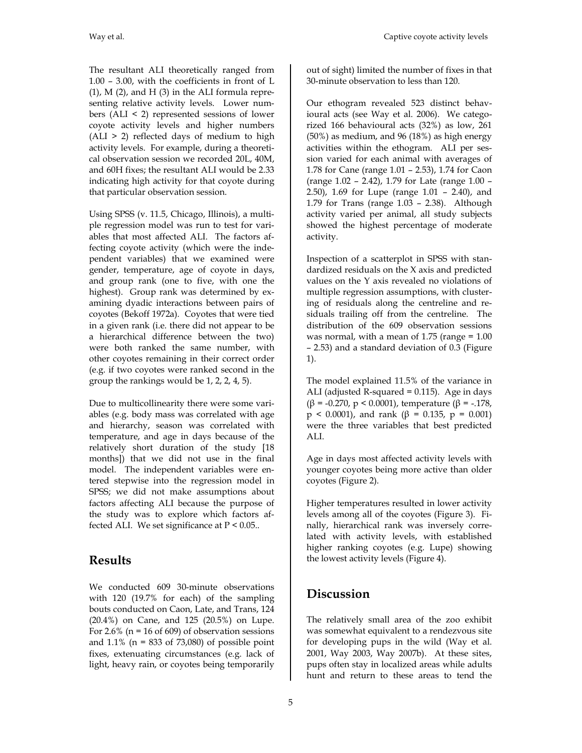The resultant ALI theoretically ranged from 1.00 – 3.00, with the coefficients in front of L (1), M (2), and H (3) in the ALI formula representing relative activity levels. Lower numbers (ALI < 2) represented sessions of lower coyote activity levels and higher numbers (ALI > 2) reflected days of medium to high activity levels. For example, during a theoretical observation session we recorded 20L, 40M, and 60H fixes; the resultant ALI would be 2.33 indicating high activity for that coyote during that particular observation session.

Using SPSS (v. 11.5, Chicago, Illinois), a multiple regression model was run to test for variables that most affected ALI. The factors affecting coyote activity (which were the independent variables) that we examined were gender, temperature, age of coyote in days, and group rank (one to five, with one the highest). Group rank was determined by examining dyadic interactions between pairs of coyotes (Bekoff 1972a). Coyotes that were tied in a given rank (i.e. there did not appear to be a hierarchical difference between the two) were both ranked the same number, with other coyotes remaining in their correct order (e.g. if two coyotes were ranked second in the group the rankings would be 1, 2, 2, 4, 5).

Due to multicollinearity there were some variables (e.g. body mass was correlated with age and hierarchy, season was correlated with temperature, and age in days because of the relatively short duration of the study [18 months]) that we did not use in the final model. The independent variables were entered stepwise into the regression model in SPSS; we did not make assumptions about factors affecting ALI because the purpose of the study was to explore which factors affected ALI. We set significance at $P < 0.05$..

## Results

We conducted 609 30-minute observations with 120 (19.7% for each) of the sampling bouts conducted on Caon, Late, and Trans, 124 (20.4%) on Cane, and 125 (20.5%) on Lupe. For 2.6% (n = 16 of 609) of observation sessions and 1.1% (n = 833 of 73,080) of possible point fixes, extenuating circumstances (e.g. lack of light, heavy rain, or coyotes being temporarily out of sight) limited the number of fixes in that 30-minute observation to less than 120.

Our ethogram revealed 523 distinct behavioural acts (see Way et al. 2006). We categorized 166 behavioural acts (32%) as low, 261 (50%) as medium, and 96 (18%) as high energy activities within the ethogram. ALI per session varied for each animal with averages of 1.78 for Cane (range 1.01 – 2.53), 1.74 for Caon (range 1.02 – 2.42), 1.79 for Late (range 1.00 – 2.50), 1.69 for Lupe (range 1.01 – 2.40), and 1.79 for Trans (range 1.03 – 2.38). Although activity varied per animal, all study subjects showed the highest percentage of moderate activity.

Inspection of a scatterplot in SPSS with standardized residuals on the X axis and predicted values on the Y axis revealed no violations of multiple regression assumptions, with clustering of residuals along the centreline and residuals trailing off from the centreline. The distribution of the 609 observation sessions was normal, with a mean of 1.75 (range = 1.00 – 2.53) and a standard deviation of 0.3 (Figure 1).

The model explained 11.5% of the variance in ALI (adjusted R-squared = 0.115). Age in days ($\beta = -0.270$, $p < 0.0001$), temperature ($\beta = -.178$, $p < 0.0001$), and rank ($\beta = 0.135$, $p = 0.001$) were the three variables that best predicted ALI.

Age in days most affected activity levels with younger coyotes being more active than older coyotes (Figure 2).

Higher temperatures resulted in lower activity levels among all of the coyotes (Figure 3). Finally, hierarchical rank was inversely correlated with activity levels, with established higher ranking coyotes (e.g. Lupe) showing the lowest activity levels (Figure 4).

## Discussion

The relatively small area of the zoo exhibit was somewhat equivalent to a rendezvous site for developing pups in the wild (Way et al. 2001, Way 2003, Way 2007b). At these sites, pups often stay in localized areas while adults hunt and return to these areas to tend the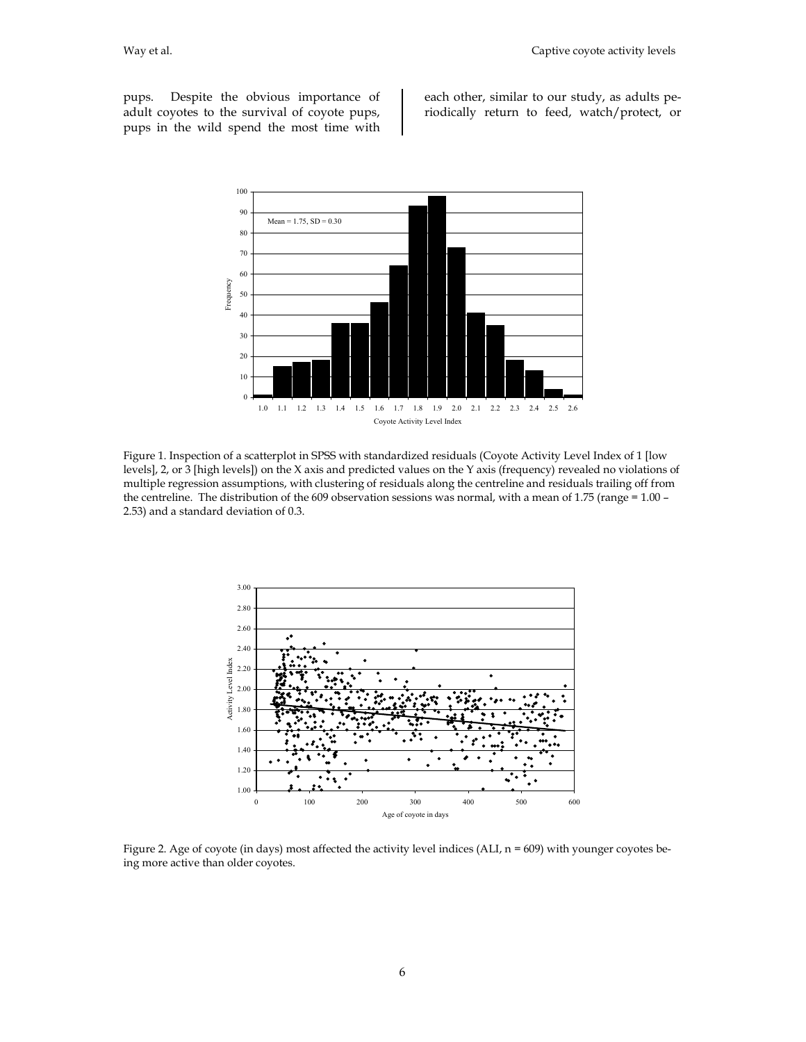pups. Despite the obvious importance of adult coyotes to the survival of coyote pups, pups in the wild spend the most time with each other, similar to our study, as adults periodically return to feed, watch/protect, or

Figure 1. Inspection of a scatterplot in SPSS with standardized residuals (Coyote Activity Level Index of 1 [low levels], 2, or 3 [high levels]) on the X axis and predicted values on the Y axis (frequency) revealed no violations of multiple regression assumptions, with clustering of residuals along the centreline and residuals trailing off from the centreline. The distribution of the 609 observation sessions was normal, with a mean of 1.75 (range = 1.00 – 2.53) and a standard deviation of 0.3.

Figure 2. Age of coyote (in days) most affected the activity level indices (ALI, n = 609) with younger coyotes being more active than older coyotes.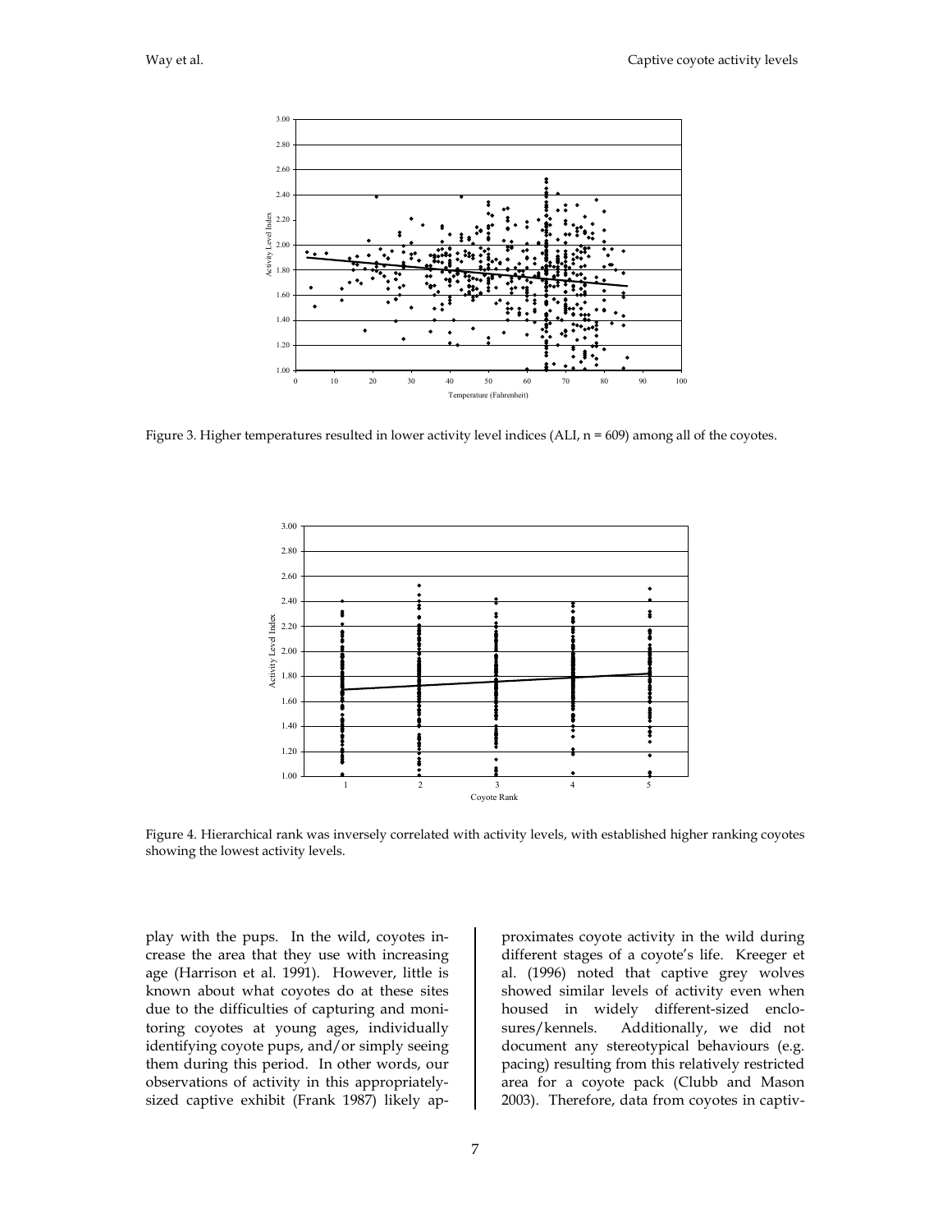Figure 3. Higher temperatures resulted in lower activity level indices (ALI, n = 609) among all of the coyotes.

Figure 4. Hierarchical rank was inversely correlated with activity levels, with established higher ranking coyotes showing the lowest activity levels.

play with the pups. In the wild, coyotes increase the area that they use with increasing age (Harrison et al. 1991). However, little is known about what coyotes do at these sites due to the difficulties of capturing and monitoring coyotes at young ages, individually identifying coyote pups, and/or simply seeing them during this period. In other words, our observations of activity in this appropriately-sized captive exhibit (Frank 1987) likely approximates coyote activity in the wild during different stages of a coyote's life. Kreeger et al. (1996) noted that captive grey wolves showed similar levels of activity even when housed in widely different-sized enclosures/kennels. Additionally, we did not document any stereotypical behaviours (e.g. pacing) resulting from this relatively restricted area for a coyote pack (Clubb and Mason 2003). Therefore, data from coyotes in captiv-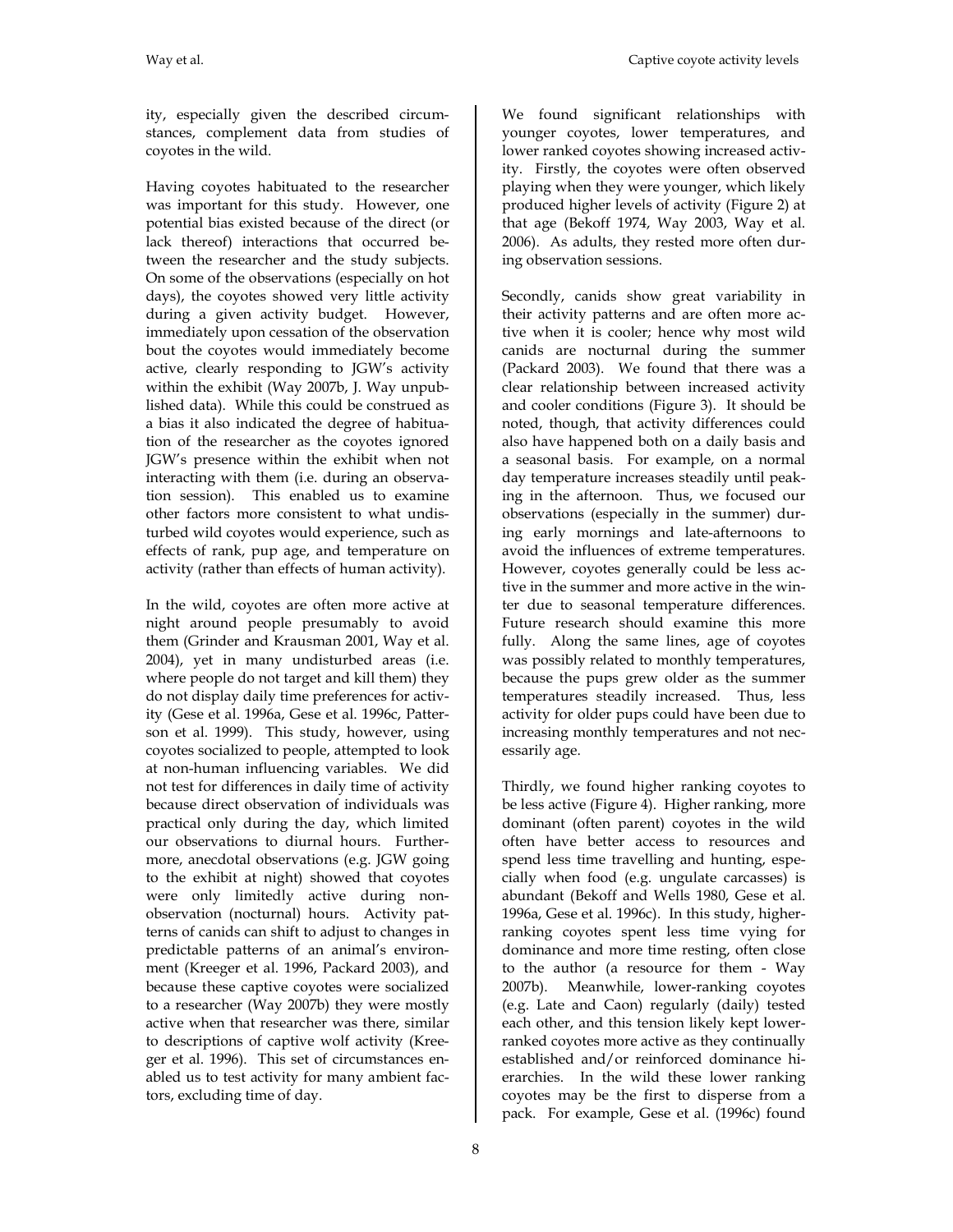ity, especially given the described circumstances, complement data from studies of coyotes in the wild.

Having coyotes habituated to the researcher was important for this study. However, one potential bias existed because of the direct (or lack thereof) interactions that occurred between the researcher and the study subjects. On some of the observations (especially on hot days), the coyotes showed very little activity during a given activity budget. However, immediately upon cessation of the observation bout the coyotes would immediately become active, clearly responding to JGW's activity within the exhibit (Way 2007b, J. Way unpublished data). While this could be construed as a bias it also indicated the degree of habituation of the researcher as the coyotes ignored JGW's presence within the exhibit when not interacting with them (i.e. during an observation session). This enabled us to examine other factors more consistent to what undisturbed wild coyotes would experience, such as effects of rank, pup age, and temperature on activity (rather than effects of human activity).

In the wild, coyotes are often more active at night around people presumably to avoid them (Grinder and Krausman 2001, Way et al. 2004), yet in many undisturbed areas (i.e. where people do not target and kill them) they do not display daily time preferences for activity (Gese et al. 1996a, Gese et al. 1996c, Patterson et al. 1999). This study, however, using coyotes socialized to people, attempted to look at non-human influencing variables. We did not test for differences in daily time of activity because direct observation of individuals was practical only during the day, which limited our observations to diurnal hours. Furthermore, anecdotal observations (e.g. JGW going to the exhibit at night) showed that coyotes were only limitedly active during non-observation (nocturnal) hours. Activity patterns of canids can shift to adjust to changes in predictable patterns of an animal's environment (Kreeger et al. 1996, Packard 2003), and because these captive coyotes were socialized to a researcher (Way 2007b) they were mostly active when that researcher was there, similar to descriptions of captive wolf activity (Kreeger et al. 1996). This set of circumstances enabled us to test activity for many ambient factors, excluding time of day.

We found significant relationships with younger coyotes, lower temperatures, and lower ranked coyotes showing increased activity. Firstly, the coyotes were often observed playing when they were younger, which likely produced higher levels of activity (Figure 2) at that age (Bekoff 1974, Way 2003, Way et al. 2006). As adults, they rested more often during observation sessions.

Secondly, canids show great variability in their activity patterns and are often more active when it is cooler; hence why most wild canids are nocturnal during the summer (Packard 2003). We found that there was a clear relationship between increased activity and cooler conditions (Figure 3). It should be noted, though, that activity differences could also have happened both on a daily basis and a seasonal basis. For example, on a normal day temperature increases steadily until peaking in the afternoon. Thus, we focused our observations (especially in the summer) during early mornings and late-afternoons to avoid the influences of extreme temperatures. However, coyotes generally could be less active in the summer and more active in the winter due to seasonal temperature differences. Future research should examine this more fully. Along the same lines, age of coyotes was possibly related to monthly temperatures, because the pups grew older as the summer temperatures steadily increased. Thus, less activity for older pups could have been due to increasing monthly temperatures and not necessarily age.

Thirdly, we found higher ranking coyotes to be less active (Figure 4). Higher ranking, more dominant (often parent) coyotes in the wild often have better access to resources and spend less time travelling and hunting, especially when food (e.g. ungulate carcasses) is abundant (Bekoff and Wells 1980, Gese et al. 1996a, Gese et al. 1996c). In this study, higher-ranking coyotes spent less time vying for dominance and more time resting, often close to the author (a resource for them - Way 2007b). Meanwhile, lower-ranking coyotes (e.g. Late and Caon) regularly (daily) tested each other, and this tension likely kept lower-ranked coyotes more active as they continually established and/or reinforced dominance hierarchies. In the wild these lower ranking coyotes may be the first to disperse from a pack. For example, Gese et al. (1996c) found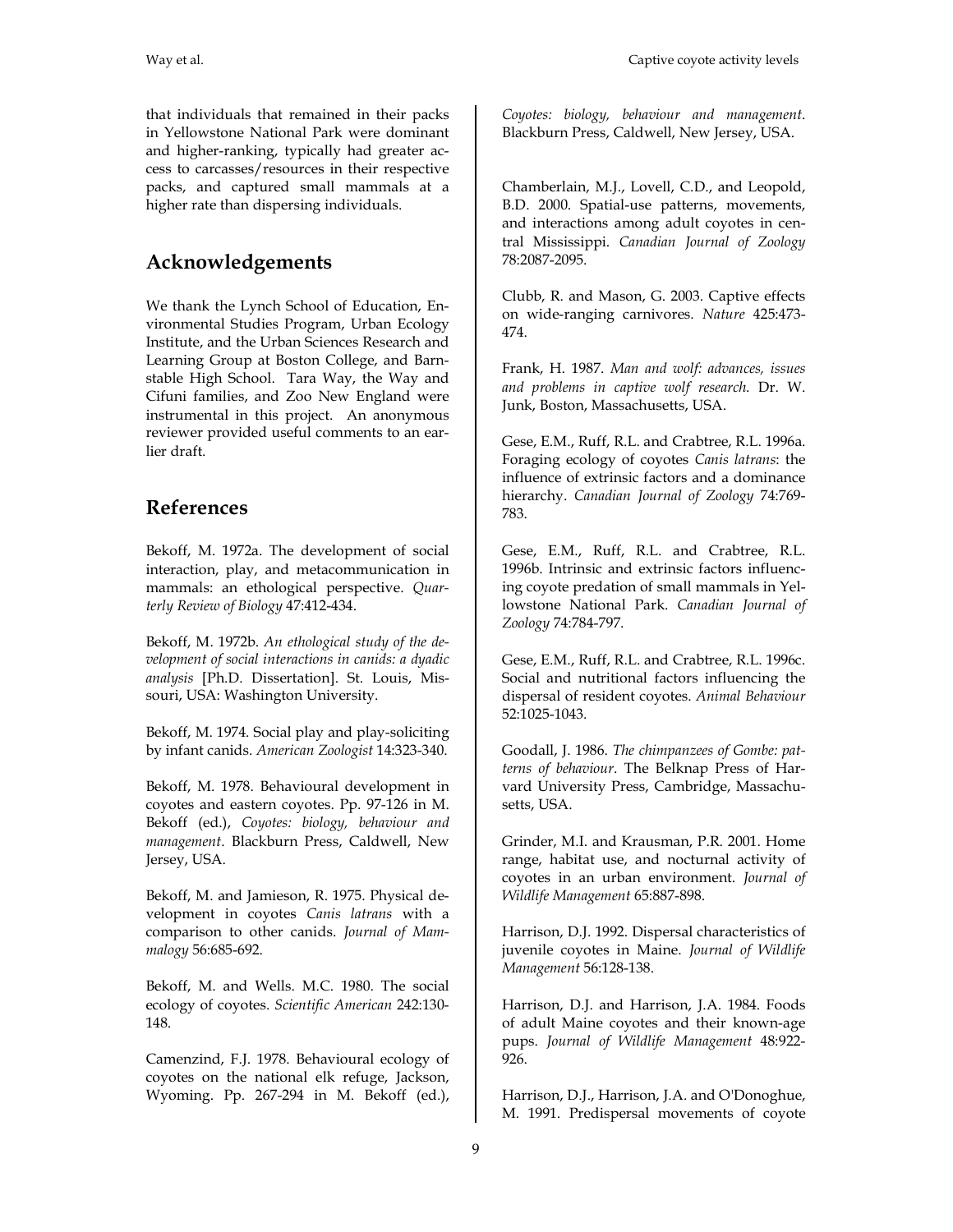that individuals that remained in their packs in Yellowstone National Park were dominant and higher-ranking, typically had greater access to carcasses/resources in their respective packs, and captured small mammals at a higher rate than dispersing individuals.

## Acknowledgements

We thank the Lynch School of Education, Environmental Studies Program, Urban Ecology Institute, and the Urban Sciences Research and Learning Group at Boston College, and Barnstable High School. Tara Way, the Way and Cifuni families, and Zoo New England were instrumental in this project. An anonymous reviewer provided useful comments to an earlier draft.

## References

Bekoff, M. 1972a. The development of social interaction, play, and metacommunication in mammals: an ethological perspective. *Quarterly Review of Biology* 47:412-434.

Bekoff, M. 1972b. *An ethological study of the development of social interactions in canids: a dyadic analysis* [Ph.D. Dissertation]. St. Louis, Missouri, USA: Washington University.

Bekoff, M. 1974. Social play and play-soliciting by infant canids. *American Zoologist* 14:323-340.

Bekoff, M. 1978. Behavioural development in coyotes and eastern coyotes. Pp. 97-126 in M. Bekoff (ed.), *Coyotes: biology, behaviour and management*. Blackburn Press, Caldwell, New Jersey, USA.

Bekoff, M. and Jamieson, R. 1975. Physical development in coyotes *Canis latrans* with a comparison to other canids. *Journal of Mammalogy* 56:685-692.

Bekoff, M. and Wells. M.C. 1980. The social ecology of coyotes. *Scientific American* 242:130-148.

Camenzind, F.J. 1978. Behavioural ecology of coyotes on the national elk refuge, Jackson, Wyoming. Pp. 267-294 in M. Bekoff (ed.), *Coyotes: biology, behaviour and management*. Blackburn Press, Caldwell, New Jersey, USA.

Chamberlain, M.J., Lovell, C.D., and Leopold, B.D. 2000. Spatial-use patterns, movements, and interactions among adult coyotes in central Mississippi. *Canadian Journal of Zoology* 78:2087-2095.

Clubb, R. and Mason, G. 2003. Captive effects on wide-ranging carnivores. *Nature* 425:473-474.

Frank, H. 1987. *Man and wolf: advances, issues and problems in captive wolf research*. Dr. W. Junk, Boston, Massachusetts, USA.

Gese, E.M., Ruff, R.L. and Crabtree, R.L. 1996a. Foraging ecology of coyotes *Canis latrans*: the influence of extrinsic factors and a dominance hierarchy. *Canadian Journal of Zoology* 74:769-783.

Gese, E.M., Ruff, R.L. and Crabtree, R.L. 1996b. Intrinsic and extrinsic factors influencing coyote predation of small mammals in Yellowstone National Park. *Canadian Journal of Zoology* 74:784-797.

Gese, E.M., Ruff, R.L. and Crabtree, R.L. 1996c. Social and nutritional factors influencing the dispersal of resident coyotes. *Animal Behaviour* 52:1025-1043.

Goodall, J. 1986. *The chimpanzees of Gombe: patterns of behaviour*. The Belknap Press of Harvard University Press, Cambridge, Massachusetts, USA.

Grinder, M.I. and Krausman, P.R. 2001. Home range, habitat use, and nocturnal activity of coyotes in an urban environment. *Journal of Wildlife Management* 65:887-898.

Harrison, D.J. 1992. Dispersal characteristics of juvenile coyotes in Maine. *Journal of Wildlife Management* 56:128-138.

Harrison, D.J. and Harrison, J.A. 1984. Foods of adult Maine coyotes and their known-age pups. *Journal of Wildlife Management* 48:922-926.

Harrison, D.J., Harrison, J.A. and O'Donoghue, M. 1991. Predispersal movements of coyote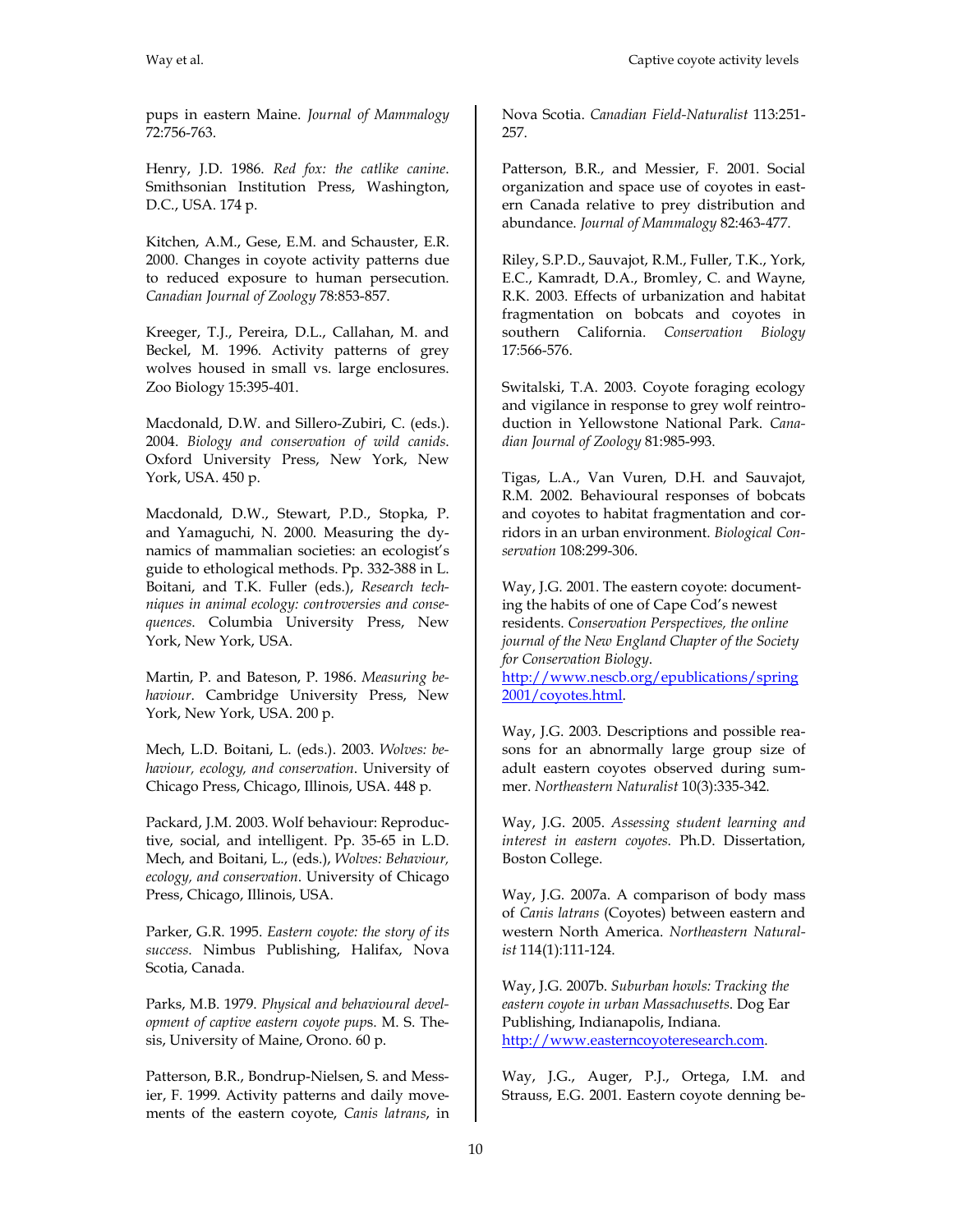pups in eastern Maine. *Journal of Mammalogy* 72:756-763.

Henry, J.D. 1986. *Red fox: the catlike canine*. Smithsonian Institution Press, Washington, D.C., USA. 174 p.

Kitchen, A.M., Gese, E.M. and Schauster, E.R. 2000. Changes in coyote activity patterns due to reduced exposure to human persecution. *Canadian Journal of Zoology* 78:853-857.

Kreeger, T.J., Pereira, D.L., Callahan, M. and Beckel, M. 1996. Activity patterns of grey wolves housed in small vs. large enclosures. Zoo Biology 15:395-401.

Macdonald, D.W. and Sillero-Zubiri, C. (eds.). 2004. *Biology and conservation of wild canids*. Oxford University Press, New York, New York, USA. 450 p.

Macdonald, D.W., Stewart, P.D., Stopka, P. and Yamaguchi, N. 2000. Measuring the dynamics of mammalian societies: an ecologist's guide to ethological methods. Pp. 332-388 in L. Boitani, and T.K. Fuller (eds.), *Research techniques in animal ecology: controversies and consequences*. Columbia University Press, New York, New York, USA.

Martin, P. and Bateson, P. 1986. *Measuring behaviour*. Cambridge University Press, New York, New York, USA. 200 p.

Mech, L.D. Boitani, L. (eds.). 2003. *Wolves: behaviour, ecology, and conservation*. University of Chicago Press, Chicago, Illinois, USA. 448 p.

Packard, J.M. 2003. Wolf behaviour: Reproductive, social, and intelligent. Pp. 35-65 in L.D. Mech, and Boitani, L., (eds.), *Wolves: Behaviour, ecology, and conservation*. University of Chicago Press, Chicago, Illinois, USA.

Parker, G.R. 1995. *Eastern coyote: the story of its success.* Nimbus Publishing, Halifax, Nova Scotia, Canada.

Parks, M.B. 1979. *Physical and behavioural development of captive eastern coyote pups*. M. S. Thesis, University of Maine, Orono. 60 p.

Patterson, B.R., Bondrup-Nielsen, S. and Messier, F. 1999. Activity patterns and daily movements of the eastern coyote, *Canis latrans*, in Nova Scotia. *Canadian Field-Naturalist* 113:251-257.

Patterson, B.R., and Messier, F. 2001. Social organization and space use of coyotes in eastern Canada relative to prey distribution and abundance. *Journal of Mammalogy* 82:463-477.

Riley, S.P.D., Sauvajot, R.M., Fuller, T.K., York, E.C., Kamradt, D.A., Bromley, C. and Wayne, R.K. 2003. Effects of urbanization and habitat fragmentation on bobcats and coyotes in southern California. *Conservation Biology* 17:566-576.

Switalski, T.A. 2003. Coyote foraging ecology and vigilance in response to grey wolf reintroduction in Yellowstone National Park. *Canadian Journal of Zoology* 81:985-993.

Tigas, L.A., Van Vuren, D.H. and Sauvajot, R.M. 2002. Behavioural responses of bobcats and coyotes to habitat fragmentation and corridors in an urban environment. *Biological Conservation* 108:299-306.

Way, J.G. 2001. The eastern coyote: documenting the habits of one of Cape Cod's newest residents. *Conservation Perspectives, the online journal of the New England Chapter of the Society for Conservation Biology*. http://www.nescb.org/epublications/spring2001/coyotes.html.

Way, J.G. 2003. Descriptions and possible reasons for an abnormally large group size of adult eastern coyotes observed during summer. *Northeastern Naturalist* 10(3):335-342.

Way, J.G. 2005. *Assessing student learning and interest in eastern coyotes*. Ph.D. Dissertation, Boston College.

Way, J.G. 2007a. A comparison of body mass of *Canis latrans* (Coyotes) between eastern and western North America. *Northeastern Naturalist* 114(1):111-124.

Way, J.G. 2007b. *Suburban howls: Tracking the eastern coyote in urban Massachusetts*. Dog Ear Publishing, Indianapolis, Indiana. http://www.easterncoyoteresearch.com.

Way, J.G., Auger, P.J., Ortega, I.M. and Strauss, E.G. 2001. Eastern coyote denning be-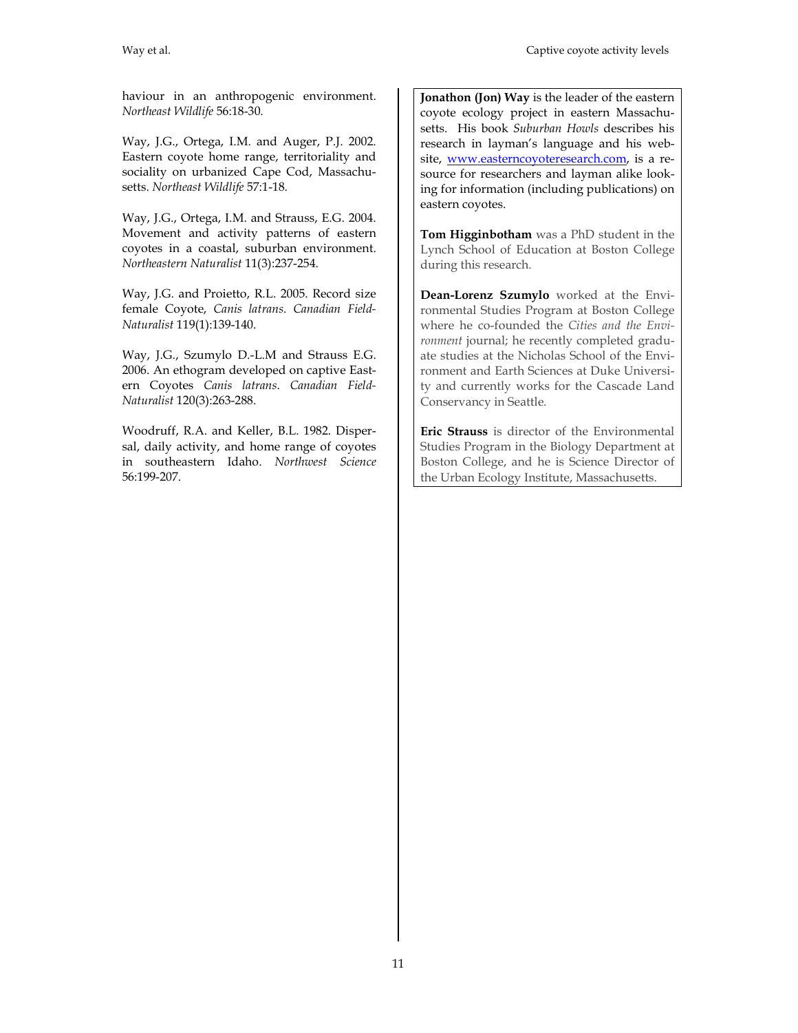haviour in an anthropogenic environment. *Northeast Wildlife* 56:18-30.

Way, J.G., Ortega, I.M. and Auger, P.J. 2002. Eastern coyote home range, territoriality and sociality on urbanized Cape Cod, Massachusetts. *Northeast Wildlife* 57:1-18.

Way, J.G., Ortega, I.M. and Strauss, E.G. 2004. Movement and activity patterns of eastern coyotes in a coastal, suburban environment. *Northeastern Naturalist* 11(3):237-254.

Way, J.G. and Proietto, R.L. 2005. Record size female Coyote, *Canis latrans*. *Canadian Field-Naturalist* 119(1):139-140.

Way, J.G., Szumylo D.-L.M and Strauss E.G. 2006. An ethogram developed on captive Eastern Coyotes *Canis latrans*. *Canadian Field-Naturalist* 120(3):263-288.

Woodruff, R.A. and Keller, B.L. 1982. Dispersal, daily activity, and home range of coyotes in southeastern Idaho. *Northwest Science* 56:199-207.

**Jonathon (Jon) Way** is the leader of the eastern coyote ecology project in eastern Massachusetts. His book *Suburban Howls* describes his research in layman's language and his website, [www.easterncoyoteresearch.com](http://www.easterncoyoteresearch.com), is a resource for researchers and layman alike looking for information (including publications) on eastern coyotes.

**Tom Higginbotham** was a PhD student in the Lynch School of Education at Boston College during this research.

**Dean-Lorenz Szumylo** worked at the Environmental Studies Program at Boston College where he co-founded the *Cities and the Environment* journal; he recently completed graduate studies at the Nicholas School of the Environment and Earth Sciences at Duke University and currently works for the Cascade Land Conservancy in Seattle.

**Eric Strauss** is director of the Environmental Studies Program in the Biology Department at Boston College, and he is Science Director of the Urban Ecology Institute, Massachusetts.